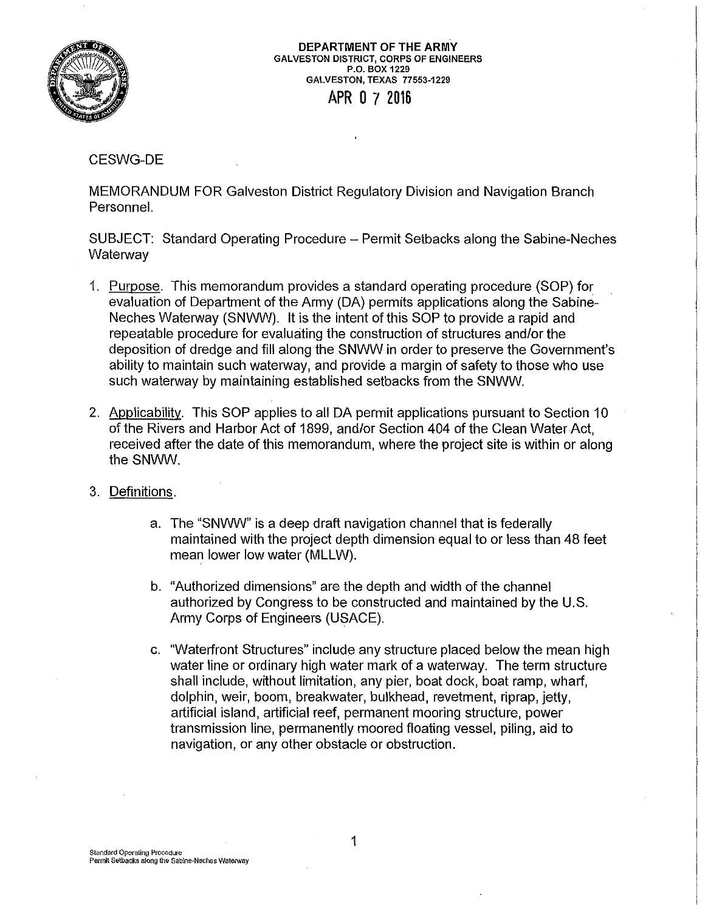**DEPARTMENT OF THE ARMY**
**GALVESTON DISTRICT, CORPS OF ENGINEERS**
**P.O. BOX 1229**
**GALVESTON, TEXAS 77553-1229**

APR 0 7 2016

CESWG-DE

MEMORANDUM FOR Galveston District Regulatory Division and Navigation Branch Personnel.

SUBJECT: Standard Operating Procedure – Permit Setbacks along the Sabine-Neches Waterway

1. Purpose. This memorandum provides a standard operating procedure (SOP) for evaluation of Department of the Army (DA) permits applications along the Sabine-Neches Waterway (SNWW). It is the intent of this SOP to provide a rapid and repeatable procedure for evaluating the construction of structures and/or the deposition of dredge and fill along the SNWW in order to preserve the Government's ability to maintain such waterway, and provide a margin of safety to those who use such waterway by maintaining established setbacks from the SNWW.

2. Applicability. This SOP applies to all DA permit applications pursuant to Section 10 of the Rivers and Harbor Act of 1899, and/or Section 404 of the Clean Water Act, received after the date of this memorandum, where the project site is within or along the SNWW.

3. Definitions.

    a. The "SNWW" is a deep draft navigation channel that is federally maintained with the project depth dimension equal to or less than 48 feet mean lower low water (MLLW).

    b. "Authorized dimensions" are the depth and width of the channel authorized by Congress to be constructed and maintained by the U.S. Army Corps of Engineers (USACE).

    c. "Waterfront Structures" include any structure placed below the mean high water line or ordinary high water mark of a waterway. The term structure shall include, without limitation, any pier, boat dock, boat ramp, wharf, dolphin, weir, boom, breakwater, bulkhead, revetment, riprap, jetty, artificial island, artificial reef, permanent mooring structure, power transmission line, permanently moored floating vessel, piling, aid to navigation, or any other obstacle or obstruction.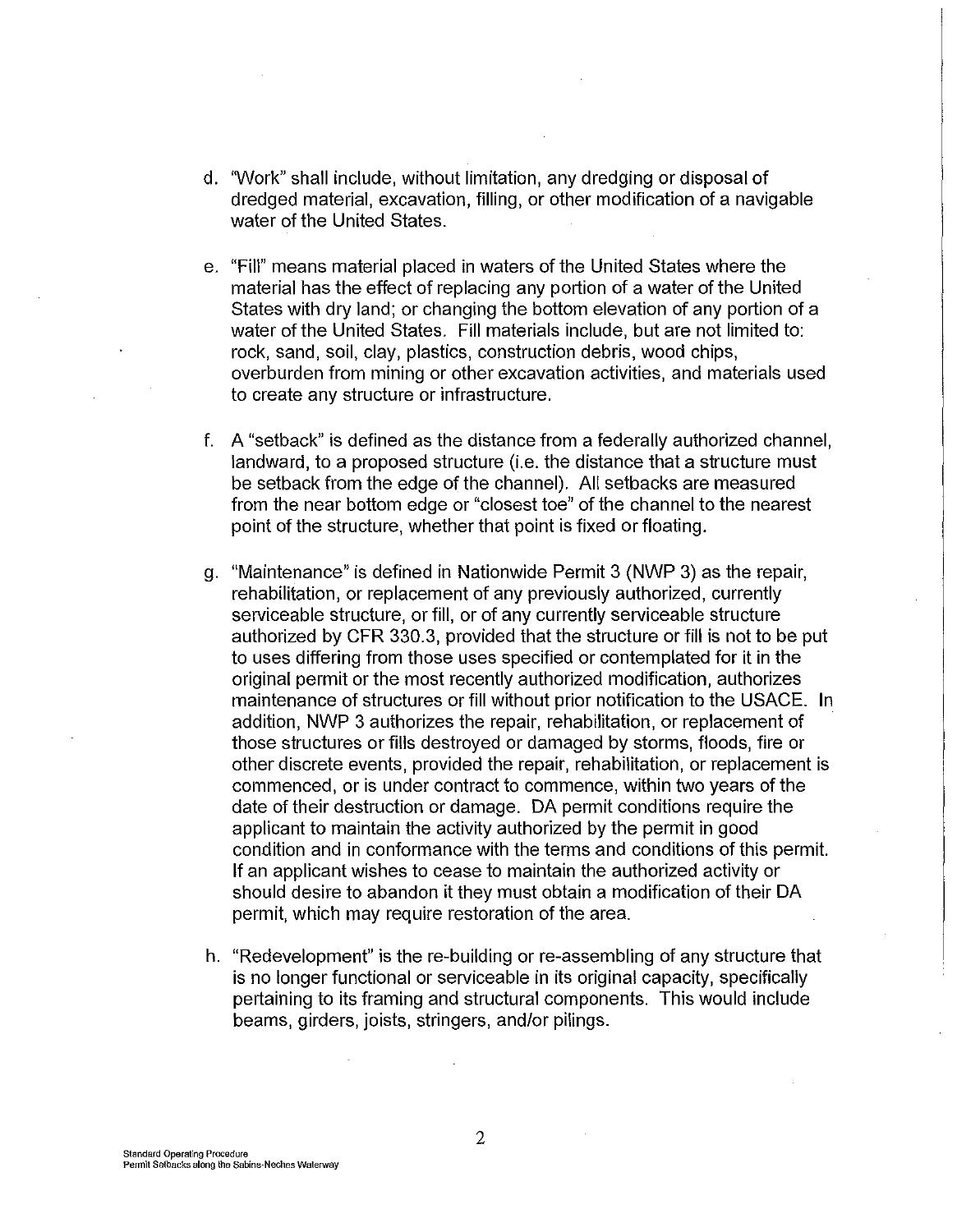d. "Work" shall include, without limitation, any dredging or disposal of dredged material, excavation, filling, or other modification of a navigable water of the United States.

e. "Fill" means material placed in waters of the United States where the material has the effect of replacing any portion of a water of the United States with dry land; or changing the bottom elevation of any portion of a water of the United States. Fill materials include, but are not limited to: rock, sand, soil, clay, plastics, construction debris, wood chips, overburden from mining or other excavation activities, and materials used to create any structure or infrastructure.

f. A "setback" is defined as the distance from a federally authorized channel, landward, to a proposed structure (i.e. the distance that a structure must be setback from the edge of the channel). All setbacks are measured from the near bottom edge or "closest toe" of the channel to the nearest point of the structure, whether that point is fixed or floating.

g. "Maintenance" is defined in Nationwide Permit 3 (NWP 3) as the repair, rehabilitation, or replacement of any previously authorized, currently serviceable structure, or fill, or of any currently serviceable structure authorized by CFR 330.3, provided that the structure or fill is not to be put to uses differing from those uses specified or contemplated for it in the original permit or the most recently authorized modification, authorizes maintenance of structures or fill without prior notification to the USACE. In addition, NWP 3 authorizes the repair, rehabilitation, or replacement of those structures or fills destroyed or damaged by storms, floods, fire or other discrete events, provided the repair, rehabilitation, or replacement is commenced, or is under contract to commence, within two years of the date of their destruction or damage. DA permit conditions require the applicant to maintain the activity authorized by the permit in good condition and in conformance with the terms and conditions of this permit. If an applicant wishes to cease to maintain the authorized activity or should desire to abandon it they must obtain a modification of their DA permit, which may require restoration of the area.

h. "Redevelopment" is the re-building or re-assembling of any structure that is no longer functional or serviceable in its original capacity, specifically pertaining to its framing and structural components. This would include beams, girders, joists, stringers, and/or pilings.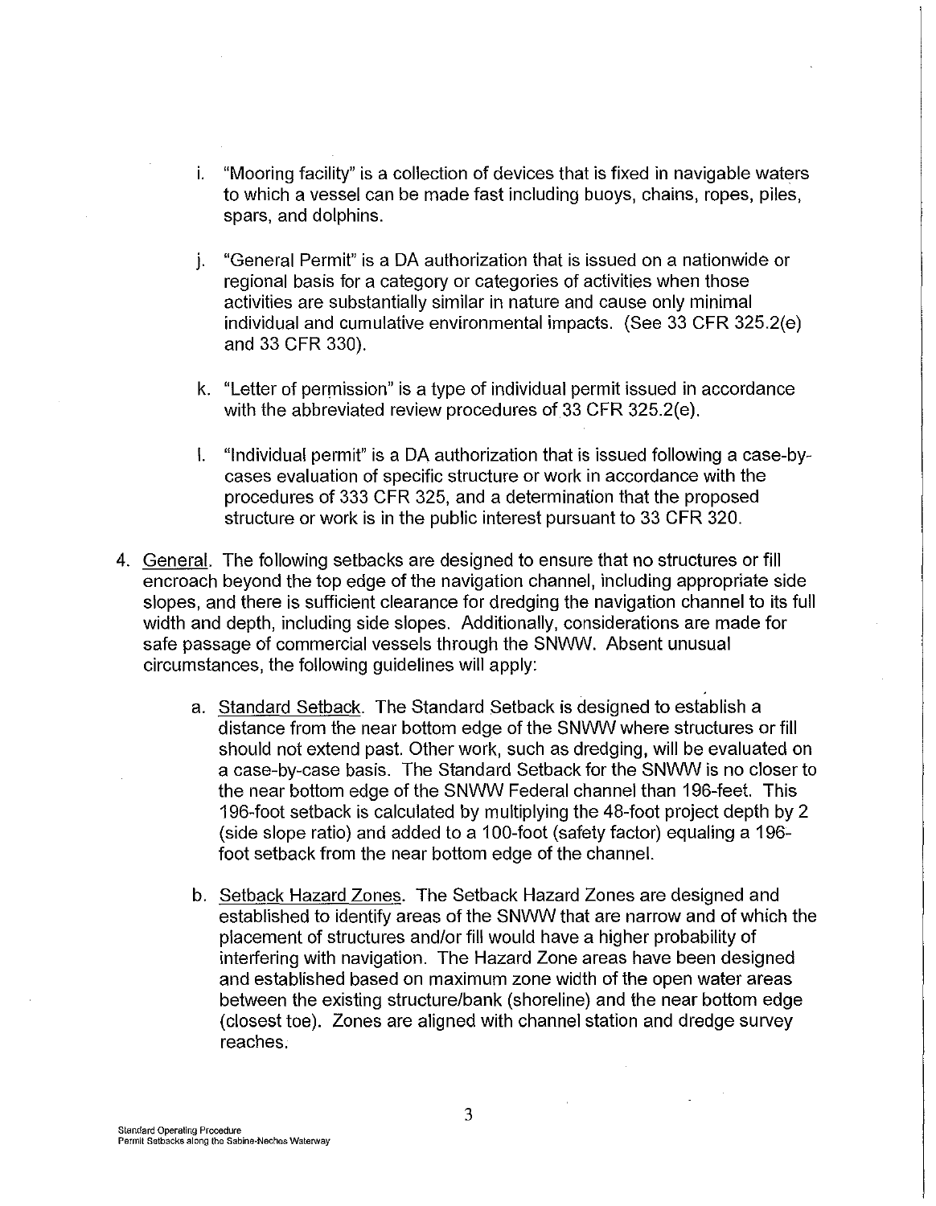i. "Mooring facility" is a collection of devices that is fixed in navigable waters to which a vessel can be made fast including buoys, chains, ropes, piles, spars, and dolphins.

j. "General Permit" is a DA authorization that is issued on a nationwide or regional basis for a category or categories of activities when those activities are substantially similar in nature and cause only minimal individual and cumulative environmental impacts. (See 33 CFR 325.2(e) and 33 CFR 330).

k. "Letter of permission" is a type of individual permit issued in accordance with the abbreviated review procedures of 33 CFR 325.2(e).

l. "Individual permit" is a DA authorization that is issued following a case-by-cases evaluation of specific structure or work in accordance with the procedures of 333 CFR 325, and a determination that the proposed structure or work is in the public interest pursuant to 33 CFR 320.

4. <u>General</u>. The following setbacks are designed to ensure that no structures or fill encroach beyond the top edge of the navigation channel, including appropriate side slopes, and there is sufficient clearance for dredging the navigation channel to its full width and depth, including side slopes. Additionally, considerations are made for safe passage of commercial vessels through the SNWW. Absent unusual circumstances, the following guidelines will apply:

   a. <u>Standard Setback</u>. The Standard Setback is designed to establish a distance from the near bottom edge of the SNWW where structures or fill should not extend past. Other work, such as dredging, will be evaluated on a case-by-case basis. The Standard Setback for the SNWW is no closer to the near bottom edge of the SNWW Federal channel than 196-feet. This 196-foot setback is calculated by multiplying the 48-foot project depth by 2 (side slope ratio) and added to a 100-foot (safety factor) equaling a 196-foot setback from the near bottom edge of the channel.

   b. <u>Setback Hazard Zones</u>. The Setback Hazard Zones are designed and established to identify areas of the SNWW that are narrow and of which the placement of structures and/or fill would have a higher probability of interfering with navigation. The Hazard Zone areas have been designed and established based on maximum zone width of the open water areas between the existing structure/bank (shoreline) and the near bottom edge (closest toe). Zones are aligned with channel station and dredge survey reaches.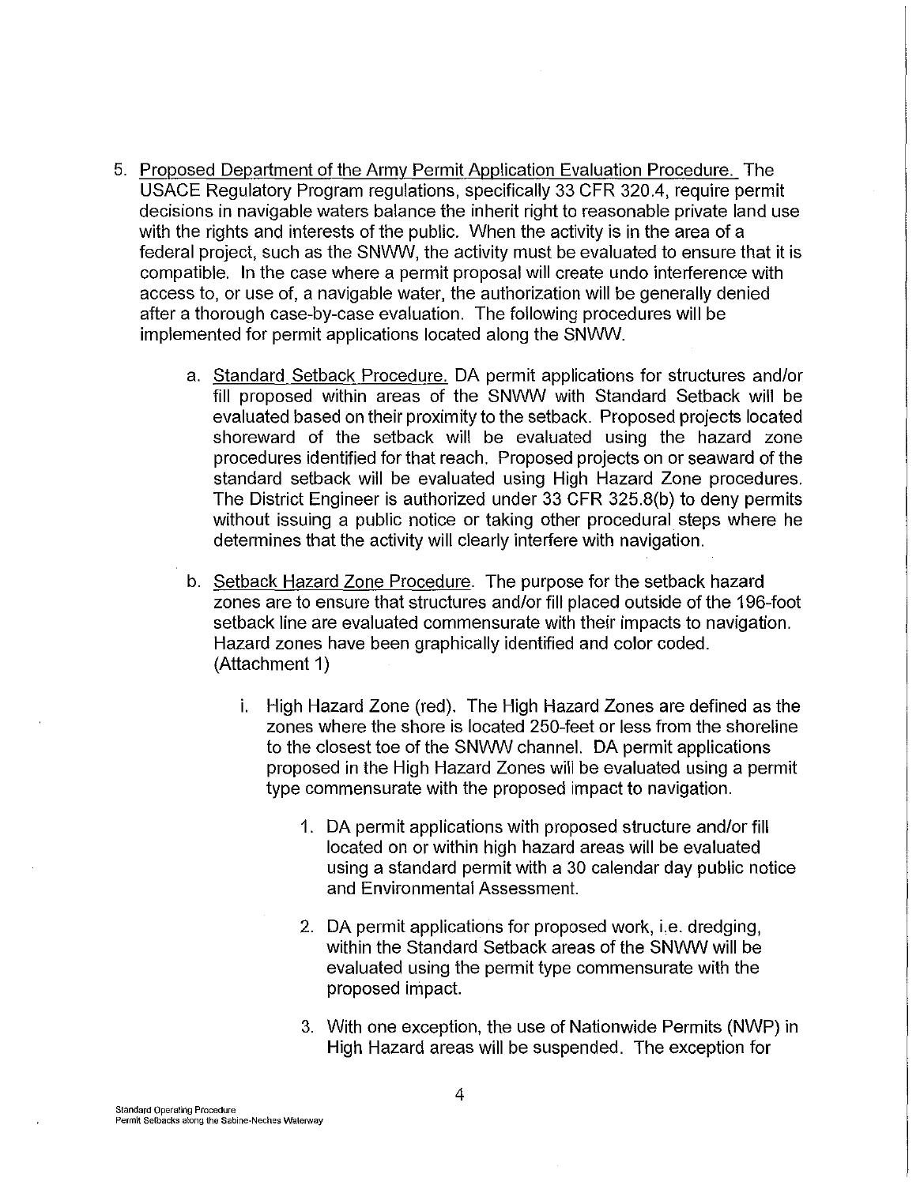5. <u>Proposed Department of the Army Permit Application Evaluation Procedure.</u> The USACE Regulatory Program regulations, specifically 33 CFR 320.4, require permit decisions in navigable waters balance the inherit right to reasonable private land use with the rights and interests of the public. When the activity is in the area of a federal project, such as the SNWW, the activity must be evaluated to ensure that it is compatible. In the case where a permit proposal will create undo interference with access to, or use of, a navigable water, the authorization will be generally denied after a thorough case-by-case evaluation. The following procedures will be implemented for permit applications located along the SNWW.

   a. <u>Standard Setback Procedure.</u> DA permit applications for structures and/or fill proposed within areas of the SNWW with Standard Setback will be evaluated based on their proximity to the setback. Proposed projects located shoreward of the setback will be evaluated using the hazard zone procedures identified for that reach. Proposed projects on or seaward of the standard setback will be evaluated using High Hazard Zone procedures. The District Engineer is authorized under 33 CFR 325.8(b) to deny permits without issuing a public notice or taking other procedural steps where he determines that the activity will clearly interfere with navigation.

   b. <u>Setback Hazard Zone Procedure</u>. The purpose for the setback hazard zones are to ensure that structures and/or fill placed outside of the 196-foot setback line are evaluated commensurate with their impacts to navigation. Hazard zones have been graphically identified and color coded. (Attachment 1)

      i. High Hazard Zone (red). The High Hazard Zones are defined as the zones where the shore is located 250-feet or less from the shoreline to the closest toe of the SNWW channel. DA permit applications proposed in the High Hazard Zones will be evaluated using a permit type commensurate with the proposed impact to navigation.

         1. DA permit applications with proposed structure and/or fill located on or within high hazard areas will be evaluated using a standard permit with a 30 calendar day public notice and Environmental Assessment.

         2. DA permit applications for proposed work, i.e. dredging, within the Standard Setback areas of the SNWW will be evaluated using the permit type commensurate with the proposed impact.

         3. With one exception, the use of Nationwide Permits (NWP) in High Hazard areas will be suspended. The exception for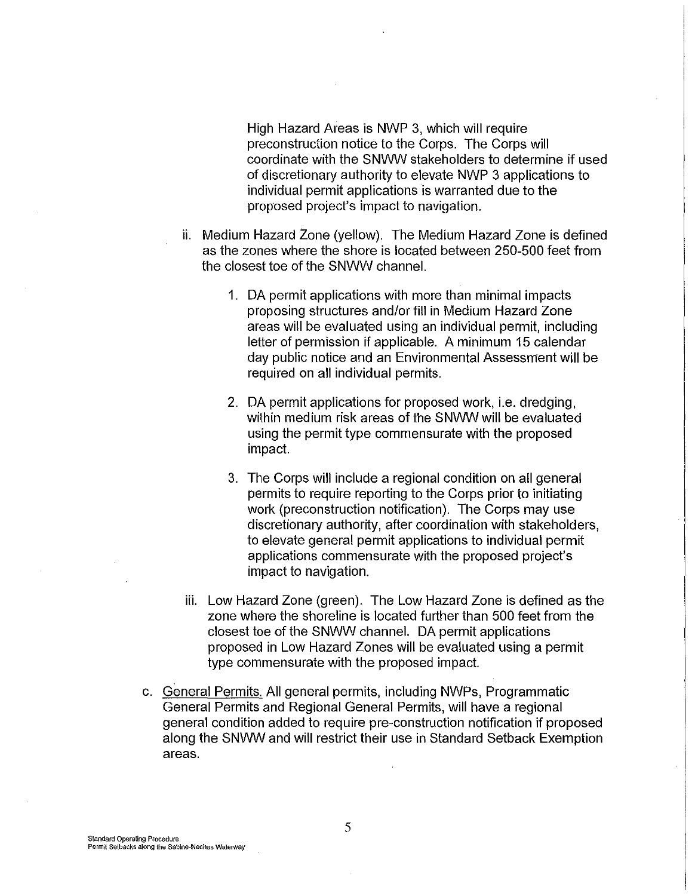High Hazard Areas is NWP 3, which will require preconstruction notice to the Corps. The Corps will coordinate with the SNWW stakeholders to determine if used of discretionary authority to elevate NWP 3 applications to individual permit applications is warranted due to the proposed project's impact to navigation.

ii. Medium Hazard Zone (yellow). The Medium Hazard Zone is defined as the zones where the shore is located between 250-500 feet from the closest toe of the SNWW channel.

   1. DA permit applications with more than minimal impacts proposing structures and/or fill in Medium Hazard Zone areas will be evaluated using an individual permit, including letter of permission if applicable. A minimum 15 calendar day public notice and an Environmental Assessment will be required on all individual permits.

   2. DA permit applications for proposed work, i.e. dredging, within medium risk areas of the SNWW will be evaluated using the permit type commensurate with the proposed impact.

   3. The Corps will include a regional condition on all general permits to require reporting to the Corps prior to initiating work (preconstruction notification). The Corps may use discretionary authority, after coordination with stakeholders, to elevate general permit applications to individual permit applications commensurate with the proposed project's impact to navigation.

iii. Low Hazard Zone (green). The Low Hazard Zone is defined as the zone where the shoreline is located further than 500 feet from the closest toe of the SNWW channel. DA permit applications proposed in Low Hazard Zones will be evaluated using a permit type commensurate with the proposed impact.

c. <u>General Permits.</u> All general permits, including NWPs, Programmatic General Permits and Regional General Permits, will have a regional general condition added to require pre-construction notification if proposed along the SNWW and will restrict their use in Standard Setback Exemption areas.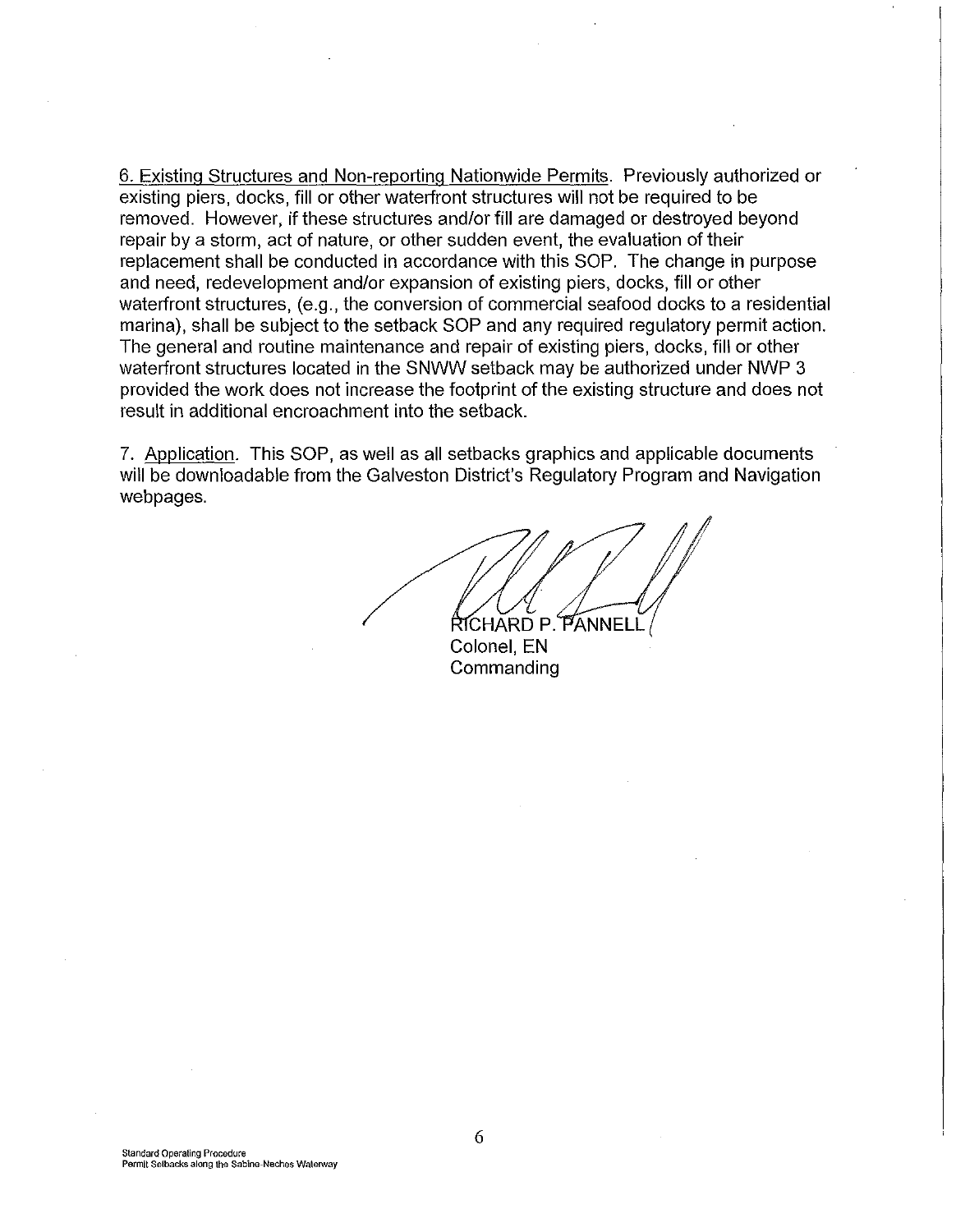6. Existing Structures and Non-reporting Nationwide Permits. Previously authorized or existing piers, docks, fill or other waterfront structures will not be required to be removed. However, if these structures and/or fill are damaged or destroyed beyond repair by a storm, act of nature, or other sudden event, the evaluation of their replacement shall be conducted in accordance with this SOP. The change in purpose and need, redevelopment and/or expansion of existing piers, docks, fill or other waterfront structures, (e.g., the conversion of commercial seafood docks to a residential marina), shall be subject to the setback SOP and any required regulatory permit action. The general and routine maintenance and repair of existing piers, docks, fill or other waterfront structures located in the SNWW setback may be authorized under NWP 3 provided the work does not increase the footprint of the existing structure and does not result in additional encroachment into the setback.

7. Application. This SOP, as well as all setbacks graphics and applicable documents will be downloadable from the Galveston District's Regulatory Program and Navigation webpages.

RICHARD P. PANNELL
Colonel, EN
Commanding